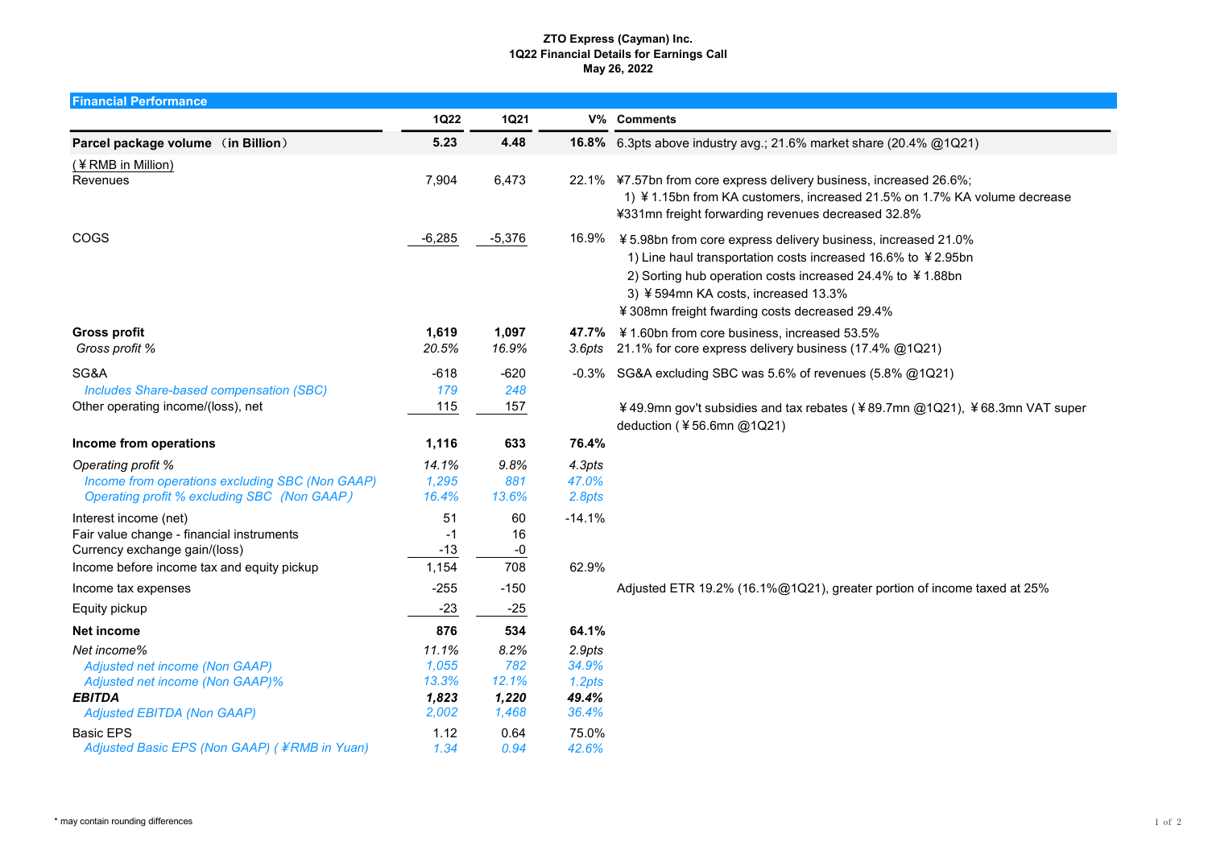**ZTO Express (Cayman) Inc.**
**1Q22 Financial Details for Earnings Call**
**May 26, 2022**

## Financial Performance

| | 1Q22 | 1Q21 | V% | Comments |
|---|---|---|---|---|
| **Parcel package volume （in Billion）** | **5.23** | **4.48** | **16.8%** | 6.3pts above industry avg.; 21.6% market share (20.4% @1Q21) |
| (￥RMB in Million) | | | | |
| Revenues | 7,904 | 6,473 | 22.1% | ¥7.57bn from core express delivery business, increased 26.6%; 1) ￥1.15bn from KA customers, increased 21.5% on 1.7% KA volume decrease; ¥331mn freight forwarding revenues decreased 32.8% |
| COGS | -6,285 | -5,376 | 16.9% | ￥5.98bn from core express delivery business, increased 21.0%; 1) Line haul transportation costs increased 16.6% to ￥2.95bn; 2) Sorting hub operation costs increased 24.4% to ￥1.88bn; 3) ￥594mn KA costs, increased 13.3%; ￥308mn freight fwarding costs decreased 29.4% |
| **Gross profit** | **1,619** | **1,097** | **47.7%** | ￥1.60bn from core business, increased 53.5% |
| *Gross profit %* | *20.5%* | *16.9%* | *3.6pts* | 21.1% for core express delivery business (17.4% @1Q21) |
| SG&A | -618 | -620 | -0.3% | SG&A excluding SBC was 5.6% of revenues (5.8% @1Q21) |
| *Includes Share-based compensation (SBC)* | *179* | *248* | | |
| Other operating income/(loss), net | 115 | 157 | | ￥49.9mn gov't subsidies and tax rebates (￥89.7mn @1Q21), ￥68.3mn VAT super deduction (￥56.6mn @1Q21) |
| **Income from operations** | **1,116** | **633** | **76.4%** | |
| *Operating profit %* | *14.1%* | *9.8%* | *4.3pts* | |
| *Income from operations excluding SBC (Non GAAP)* | *1,295* | *881* | *47.0%* | |
| *Operating profit % excluding SBC (Non GAAP)* | *16.4%* | *13.6%* | *2.8pts* | |
| Interest income (net) | 51 | 60 | -14.1% | |
| Fair value change - financial instruments | -1 | 16 | | |
| Currency exchange gain/(loss) | -13 | -0 | | |
| Income before income tax and equity pickup | 1,154 | 708 | 62.9% | |
| Income tax expenses | -255 | -150 | | Adjusted ETR 19.2% (16.1%@1Q21), greater portion of income taxed at 25% |
| Equity pickup | -23 | -25 | | |
| **Net income** | **876** | **534** | **64.1%** | |
| *Net income%* | *11.1%* | *8.2%* | *2.9pts* | |
| *Adjusted net income (Non GAAP)* | *1,055* | *782* | *34.9%* | |
| *Adjusted net income (Non GAAP)%* | *13.3%* | *12.1%* | *1.2pts* | |
| ***EBITDA*** | ***1,823*** | ***1,220*** | ***49.4%*** | |
| *Adjusted EBITDA (Non GAAP)* | *2,002* | *1,468* | *36.4%* | |
| Basic EPS | 1.12 | 0.64 | 75.0% | |
| *Adjusted Basic EPS (Non GAAP) (￥RMB in Yuan)* | *1.34* | *0.94* | *42.6%* | |

\* may contain rounding differences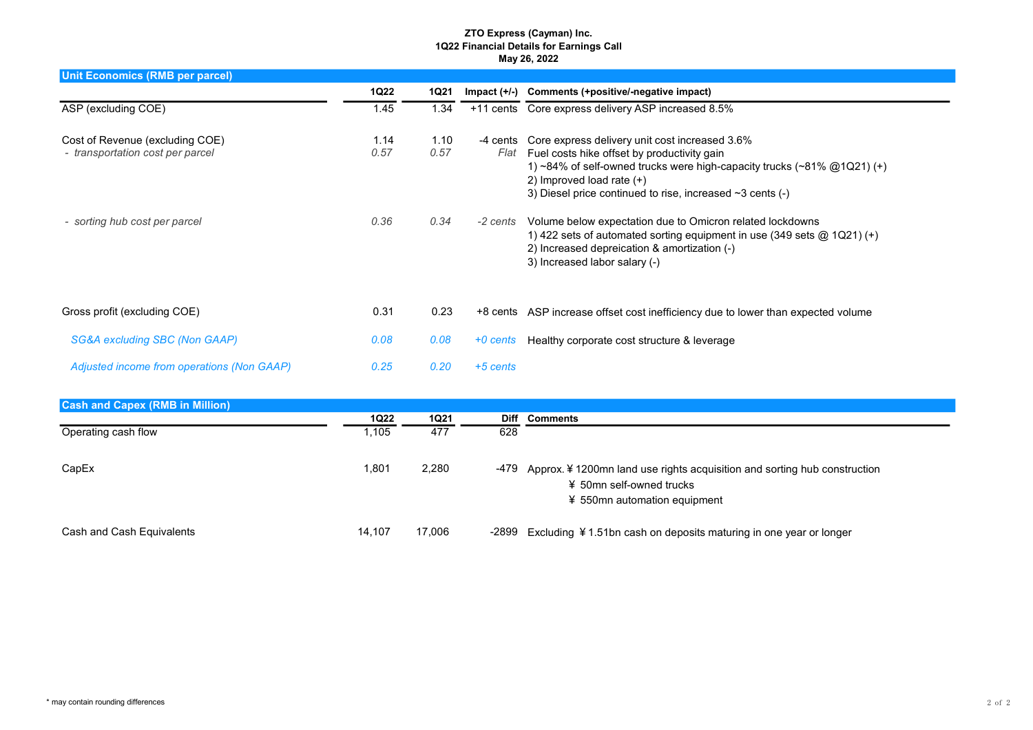**ZTO Express (Cayman) Inc.**
**1Q22 Financial Details for Earnings Call**
**May 26, 2022**

## Unit Economics (RMB per parcel)

| | 1Q22 | 1Q21 | Impact (+/-) | Comments (+positive/-negative impact) |
|---|---|---|---|---|
| ASP (excluding COE) | 1.45 | 1.34 | +11 cents | Core express delivery ASP increased 8.5% |
| Cost of Revenue (excluding COE) | 1.14 | 1.10 | -4 cents | Core express delivery unit cost increased 3.6% |
| *- transportation cost per parcel* | *0.57* | *0.57* | *Flat* | Fuel costs hike offset by productivity gain<br>1) ~84% of self-owned trucks were high-capacity trucks (~81% @1Q21) (+)<br>2) Improved load rate (+)<br>3) Diesel price continued to rise, increased ~3 cents (-) |
| *- sorting hub cost per parcel* | *0.36* | *0.34* | *-2 cents* | Volume below expectation due to Omicron related lockdowns<br>1) 422 sets of automated sorting equipment in use (349 sets @ 1Q21) (+)<br>2) Increased depreication & amortization (-)<br>3) Increased labor salary (-) |
| Gross profit (excluding COE) | 0.31 | 0.23 | +8 cents | ASP increase offset cost inefficiency due to lower than expected volume |
| *SG&A excluding SBC (Non GAAP)* | *0.08* | *0.08* | *+0 cents* | Healthy corporate cost structure & leverage |
| *Adjusted income from operations (Non GAAP)* | *0.25* | *0.20* | *+5 cents* | |

## Cash and Capex (RMB in Million)

| | 1Q22 | 1Q21 | Diff | Comments |
|---|---|---|---|---|
| Operating cash flow | 1,105 | 477 | 628 | |
| CapEx | 1,801 | 2,280 | -479 | Approx. ¥1200mn land use rights acquisition and sorting hub construction<br>¥ 50mn self-owned trucks<br>¥ 550mn automation equipment |
| Cash and Cash Equivalents | 14,107 | 17,006 | -2899 | Excluding ¥1.51bn cash on deposits maturing in one year or longer |

\* may contain rounding differences